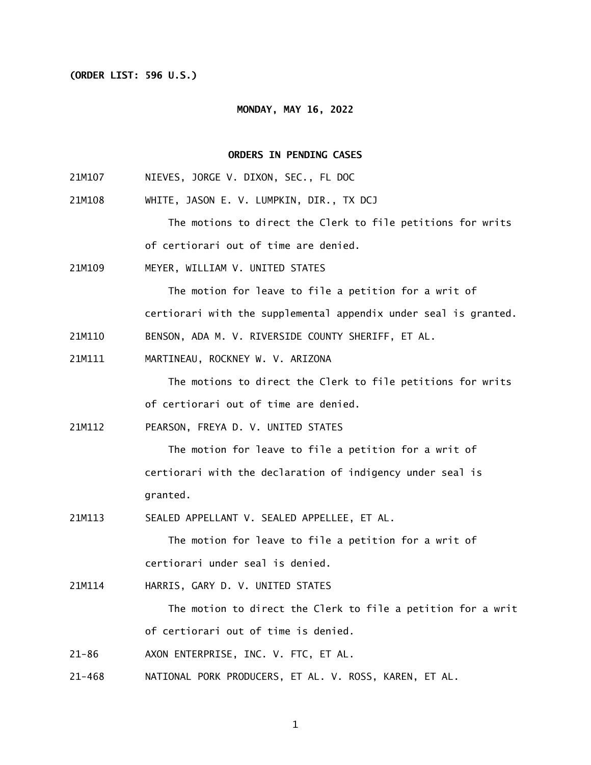**(ORDER LIST: 596 U.S.)**

**MONDAY, MAY 16, 2022**

**ORDERS IN PENDING CASES**

21M107 NIEVES, JORGE V. DIXON, SEC., FL DOC

21M108 WHITE, JASON E. V. LUMPKIN, DIR., TX DCJ

The motions to direct the Clerk to file petitions for writs of certiorari out of time are denied.

21M109 MEYER, WILLIAM V. UNITED STATES

The motion for leave to file a petition for a writ of certiorari with the supplemental appendix under seal is granted.

21M110 BENSON, ADA M. V. RIVERSIDE COUNTY SHERIFF, ET AL.

21M111 MARTINEAU, ROCKNEY W. V. ARIZONA

The motions to direct the Clerk to file petitions for writs of certiorari out of time are denied.

21M112 PEARSON, FREYA D. V. UNITED STATES

The motion for leave to file a petition for a writ of certiorari with the declaration of indigency under seal is granted.

21M113 SEALED APPELLANT V. SEALED APPELLEE, ET AL.

The motion for leave to file a petition for a writ of certiorari under seal is denied.

21M114 HARRIS, GARY D. V. UNITED STATES

The motion to direct the Clerk to file a petition for a writ of certiorari out of time is denied.

21-86 AXON ENTERPRISE, INC. V. FTC, ET AL.

21-468 NATIONAL PORK PRODUCERS, ET AL. V. ROSS, KAREN, ET AL.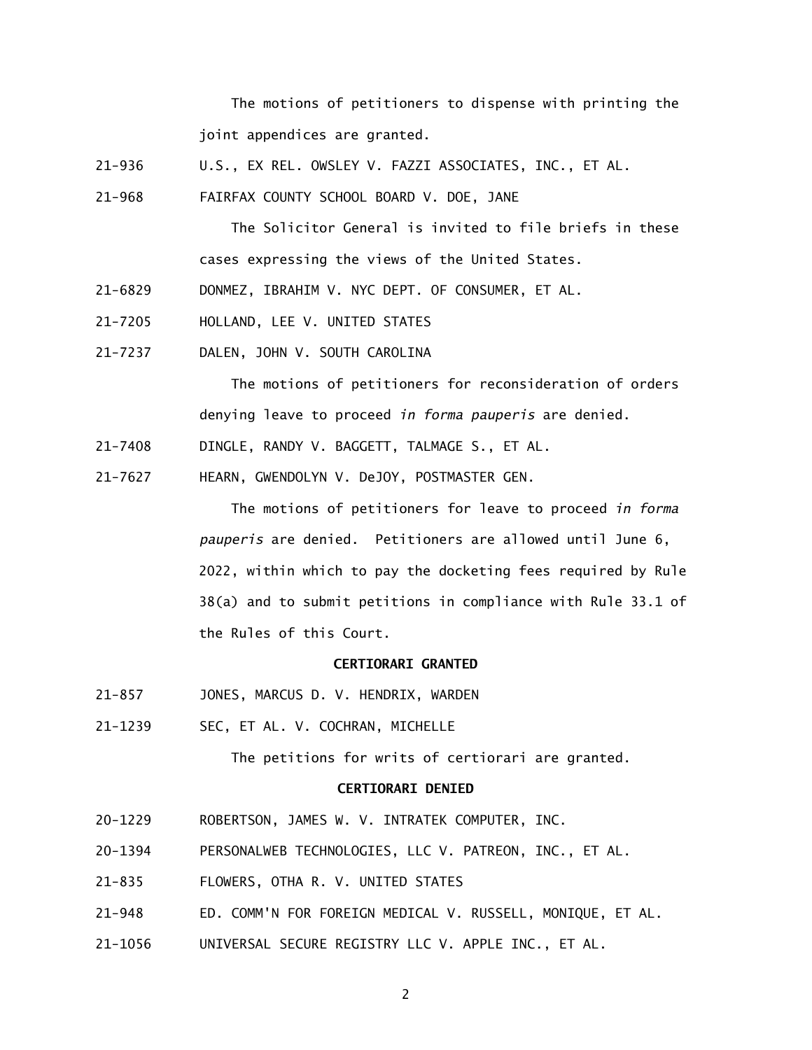The motions of petitioners to dispense with printing the joint appendices are granted.

21-936 U.S., EX REL. OWSLEY V. FAZZI ASSOCIATES, INC., ET AL.

21-968 FAIRFAX COUNTY SCHOOL BOARD V. DOE, JANE

The Solicitor General is invited to file briefs in these cases expressing the views of the United States.

21-6829 DONMEZ, IBRAHIM V. NYC DEPT. OF CONSUMER, ET AL.

21-7205 HOLLAND, LEE V. UNITED STATES

21-7237 DALEN, JOHN V. SOUTH CAROLINA

The motions of petitioners for reconsideration of orders denying leave to proceed *in forma pauperis* are denied.

21-7408 DINGLE, RANDY V. BAGGETT, TALMAGE S., ET AL.

21-7627 HEARN, GWENDOLYN V. DeJOY, POSTMASTER GEN.

The motions of petitioners for leave to proceed *in forma pauperis* are denied. Petitioners are allowed until June 6, 2022, within which to pay the docketing fees required by Rule 38(a) and to submit petitions in compliance with Rule 33.1 of the Rules of this Court.

**CERTIORARI GRANTED**

21-857 JONES, MARCUS D. V. HENDRIX, WARDEN

21-1239 SEC, ET AL. V. COCHRAN, MICHELLE

The petitions for writs of certiorari are granted.

**CERTIORARI DENIED**

20-1229 ROBERTSON, JAMES W. V. INTRATEK COMPUTER, INC.

20-1394 PERSONALWEB TECHNOLOGIES, LLC V. PATREON, INC., ET AL.

21-835 FLOWERS, OTHA R. V. UNITED STATES

21-948 ED. COMM'N FOR FOREIGN MEDICAL V. RUSSELL, MONIQUE, ET AL.

21-1056 UNIVERSAL SECURE REGISTRY LLC V. APPLE INC., ET AL.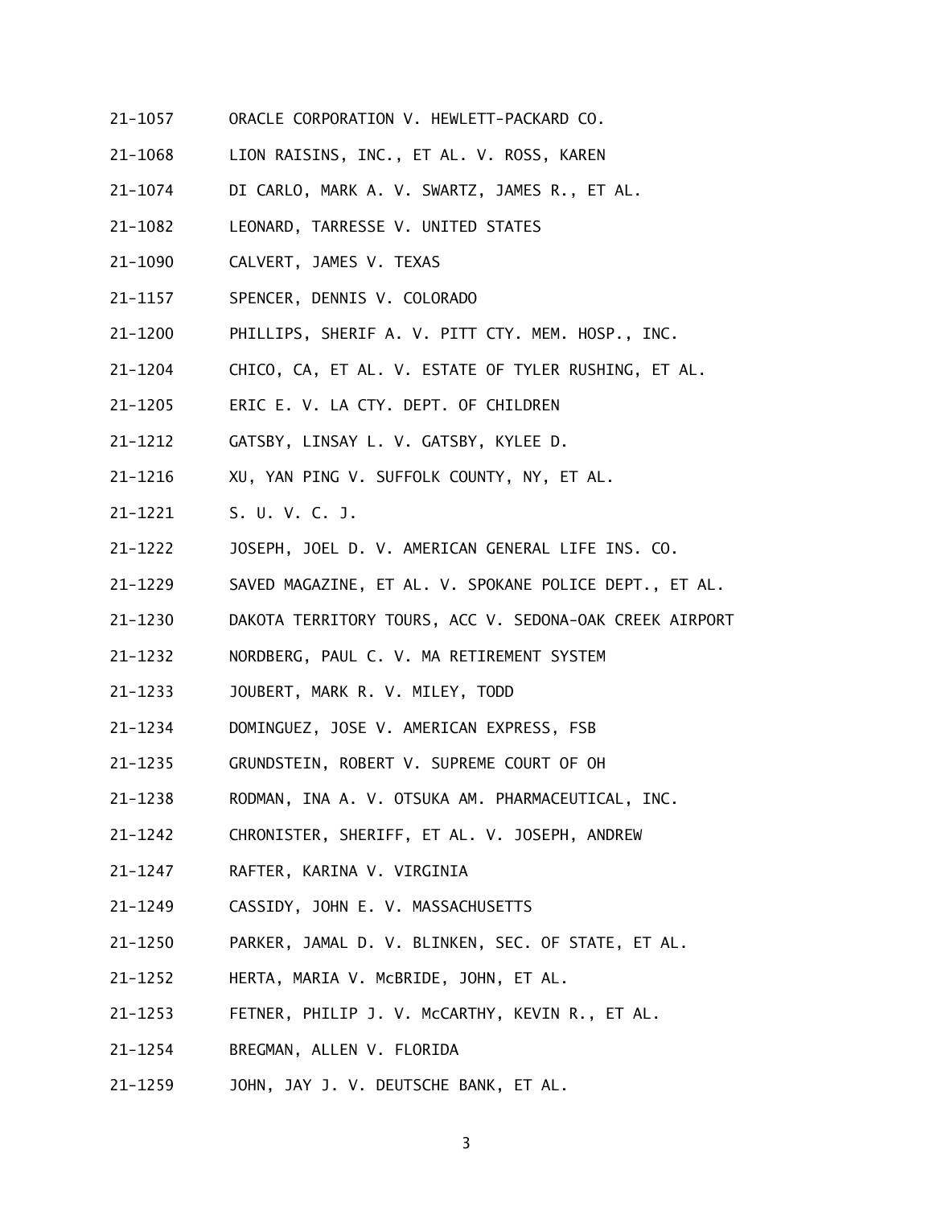21-1057 ORACLE CORPORATION V. HEWLETT-PACKARD CO.

21-1068 LION RAISINS, INC., ET AL. V. ROSS, KAREN

21-1074 DI CARLO, MARK A. V. SWARTZ, JAMES R., ET AL.

21-1082 LEONARD, TARRESSE V. UNITED STATES

21-1090 CALVERT, JAMES V. TEXAS

21-1157 SPENCER, DENNIS V. COLORADO

21-1200 PHILLIPS, SHERIF A. V. PITT CTY. MEM. HOSP., INC.

21-1204 CHICO, CA, ET AL. V. ESTATE OF TYLER RUSHING, ET AL.

21-1205 ERIC E. V. LA CTY. DEPT. OF CHILDREN

21-1212 GATSBY, LINSAY L. V. GATSBY, KYLEE D.

21-1216 XU, YAN PING V. SUFFOLK COUNTY, NY, ET AL.

21-1221 S. U. V. C. J.

21-1222 JOSEPH, JOEL D. V. AMERICAN GENERAL LIFE INS. CO.

21-1229 SAVED MAGAZINE, ET AL. V. SPOKANE POLICE DEPT., ET AL.

21-1230 DAKOTA TERRITORY TOURS, ACC V. SEDONA-OAK CREEK AIRPORT

21-1232 NORDBERG, PAUL C. V. MA RETIREMENT SYSTEM

21-1233 JOUBERT, MARK R. V. MILEY, TODD

21-1234 DOMINGUEZ, JOSE V. AMERICAN EXPRESS, FSB

21-1235 GRUNDSTEIN, ROBERT V. SUPREME COURT OF OH

21-1238 RODMAN, INA A. V. OTSUKA AM. PHARMACEUTICAL, INC.

21-1242 CHRONISTER, SHERIFF, ET AL. V. JOSEPH, ANDREW

21-1247 RAFTER, KARINA V. VIRGINIA

21-1249 CASSIDY, JOHN E. V. MASSACHUSETTS

21-1250 PARKER, JAMAL D. V. BLINKEN, SEC. OF STATE, ET AL.

21-1252 HERTA, MARIA V. McBRIDE, JOHN, ET AL.

21-1253 FETNER, PHILIP J. V. McCARTHY, KEVIN R., ET AL.

21-1254 BREGMAN, ALLEN V. FLORIDA

21-1259 JOHN, JAY J. V. DEUTSCHE BANK, ET AL.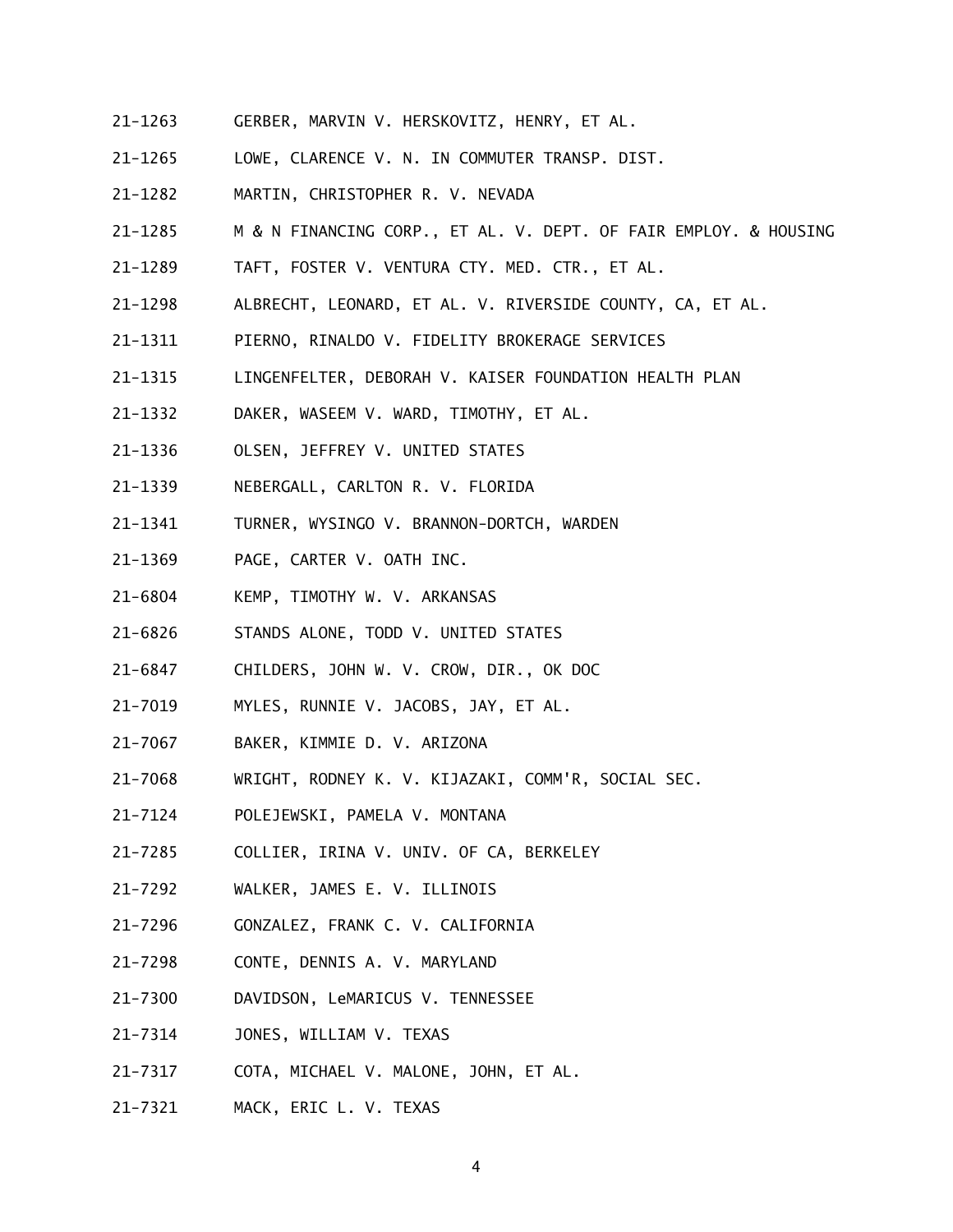21-1263 GERBER, MARVIN V. HERSKOVITZ, HENRY, ET AL.

21-1265 LOWE, CLARENCE V. N. IN COMMUTER TRANSP. DIST.

21-1282 MARTIN, CHRISTOPHER R. V. NEVADA

21-1285 M & N FINANCING CORP., ET AL. V. DEPT. OF FAIR EMPLOY. & HOUSING

21-1289 TAFT, FOSTER V. VENTURA CTY. MED. CTR., ET AL.

21-1298 ALBRECHT, LEONARD, ET AL. V. RIVERSIDE COUNTY, CA, ET AL.

21-1311 PIERNO, RINALDO V. FIDELITY BROKERAGE SERVICES

21-1315 LINGENFELTER, DEBORAH V. KAISER FOUNDATION HEALTH PLAN

21-1332 DAKER, WASEEM V. WARD, TIMOTHY, ET AL.

21-1336 OLSEN, JEFFREY V. UNITED STATES

21-1339 NEBERGALL, CARLTON R. V. FLORIDA

21-1341 TURNER, WYSINGO V. BRANNON-DORTCH, WARDEN

21-1369 PAGE, CARTER V. OATH INC.

21-6804 KEMP, TIMOTHY W. V. ARKANSAS

21-6826 STANDS ALONE, TODD V. UNITED STATES

21-6847 CHILDERS, JOHN W. V. CROW, DIR., OK DOC

21-7019 MYLES, RUNNIE V. JACOBS, JAY, ET AL.

21-7067 BAKER, KIMMIE D. V. ARIZONA

21-7068 WRIGHT, RODNEY K. V. KIJAZAKI, COMM'R, SOCIAL SEC.

21-7124 POLEJEWSKI, PAMELA V. MONTANA

21-7285 COLLIER, IRINA V. UNIV. OF CA, BERKELEY

21-7292 WALKER, JAMES E. V. ILLINOIS

21-7296 GONZALEZ, FRANK C. V. CALIFORNIA

21-7298 CONTE, DENNIS A. V. MARYLAND

21-7300 DAVIDSON, LeMARICUS V. TENNESSEE

21-7314 JONES, WILLIAM V. TEXAS

21-7317 COTA, MICHAEL V. MALONE, JOHN, ET AL.

21-7321 MACK, ERIC L. V. TEXAS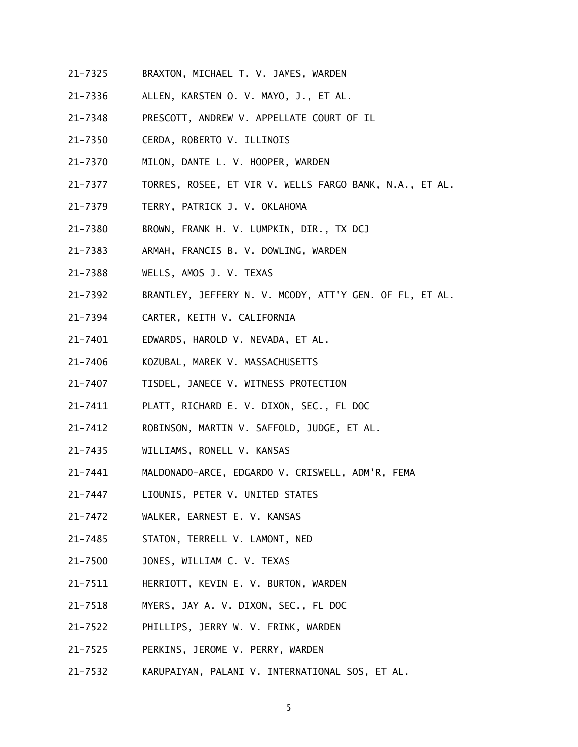21-7325 BRAXTON, MICHAEL T. V. JAMES, WARDEN

21-7336 ALLEN, KARSTEN O. V. MAYO, J., ET AL.

21-7348 PRESCOTT, ANDREW V. APPELLATE COURT OF IL

21-7350 CERDA, ROBERTO V. ILLINOIS

21-7370 MILON, DANTE L. V. HOOPER, WARDEN

21-7377 TORRES, ROSEE, ET VIR V. WELLS FARGO BANK, N.A., ET AL.

21-7379 TERRY, PATRICK J. V. OKLAHOMA

21-7380 BROWN, FRANK H. V. LUMPKIN, DIR., TX DCJ

21-7383 ARMAH, FRANCIS B. V. DOWLING, WARDEN

21-7388 WELLS, AMOS J. V. TEXAS

21-7392 BRANTLEY, JEFFERY N. V. MOODY, ATT'Y GEN. OF FL, ET AL.

21-7394 CARTER, KEITH V. CALIFORNIA

21-7401 EDWARDS, HAROLD V. NEVADA, ET AL.

21-7406 KOZUBAL, MAREK V. MASSACHUSETTS

21-7407 TISDEL, JANECE V. WITNESS PROTECTION

21-7411 PLATT, RICHARD E. V. DIXON, SEC., FL DOC

21-7412 ROBINSON, MARTIN V. SAFFOLD, JUDGE, ET AL.

21-7435 WILLIAMS, RONELL V. KANSAS

21-7441 MALDONADO-ARCE, EDGARDO V. CRISWELL, ADM'R, FEMA

21-7447 LIOUNIS, PETER V. UNITED STATES

21-7472 WALKER, EARNEST E. V. KANSAS

21-7485 STATON, TERRELL V. LAMONT, NED

21-7500 JONES, WILLIAM C. V. TEXAS

21-7511 HERRIOTT, KEVIN E. V. BURTON, WARDEN

21-7518 MYERS, JAY A. V. DIXON, SEC., FL DOC

21-7522 PHILLIPS, JERRY W. V. FRINK, WARDEN

21-7525 PERKINS, JEROME V. PERRY, WARDEN

21-7532 KARUPAIYAN, PALANI V. INTERNATIONAL SOS, ET AL.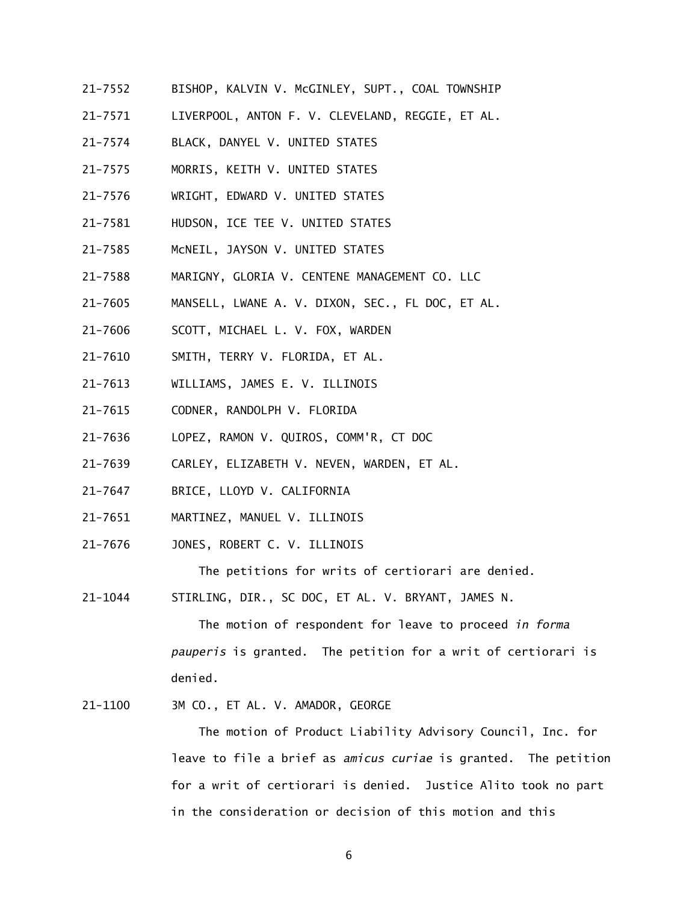21-7552 BISHOP, KALVIN V. McGINLEY, SUPT., COAL TOWNSHIP

21-7571 LIVERPOOL, ANTON F. V. CLEVELAND, REGGIE, ET AL.

21-7574 BLACK, DANYEL V. UNITED STATES

21-7575 MORRIS, KEITH V. UNITED STATES

21-7576 WRIGHT, EDWARD V. UNITED STATES

21-7581 HUDSON, ICE TEE V. UNITED STATES

21-7585 McNEIL, JAYSON V. UNITED STATES

21-7588 MARIGNY, GLORIA V. CENTENE MANAGEMENT CO. LLC

21-7605 MANSELL, LWANE A. V. DIXON, SEC., FL DOC, ET AL.

21-7606 SCOTT, MICHAEL L. V. FOX, WARDEN

21-7610 SMITH, TERRY V. FLORIDA, ET AL.

21-7613 WILLIAMS, JAMES E. V. ILLINOIS

21-7615 CODNER, RANDOLPH V. FLORIDA

21-7636 LOPEZ, RAMON V. QUIROS, COMM'R, CT DOC

21-7639 CARLEY, ELIZABETH V. NEVEN, WARDEN, ET AL.

21-7647 BRICE, LLOYD V. CALIFORNIA

21-7651 MARTINEZ, MANUEL V. ILLINOIS

21-7676 JONES, ROBERT C. V. ILLINOIS

The petitions for writs of certiorari are denied.

21-1044 STIRLING, DIR., SC DOC, ET AL. V. BRYANT, JAMES N.

The motion of respondent for leave to proceed *in forma pauperis* is granted. The petition for a writ of certiorari is denied.

21-1100 3M CO., ET AL. V. AMADOR, GEORGE

The motion of Product Liability Advisory Council, Inc. for leave to file a brief as *amicus curiae* is granted. The petition for a writ of certiorari is denied. Justice Alito took no part in the consideration or decision of this motion and this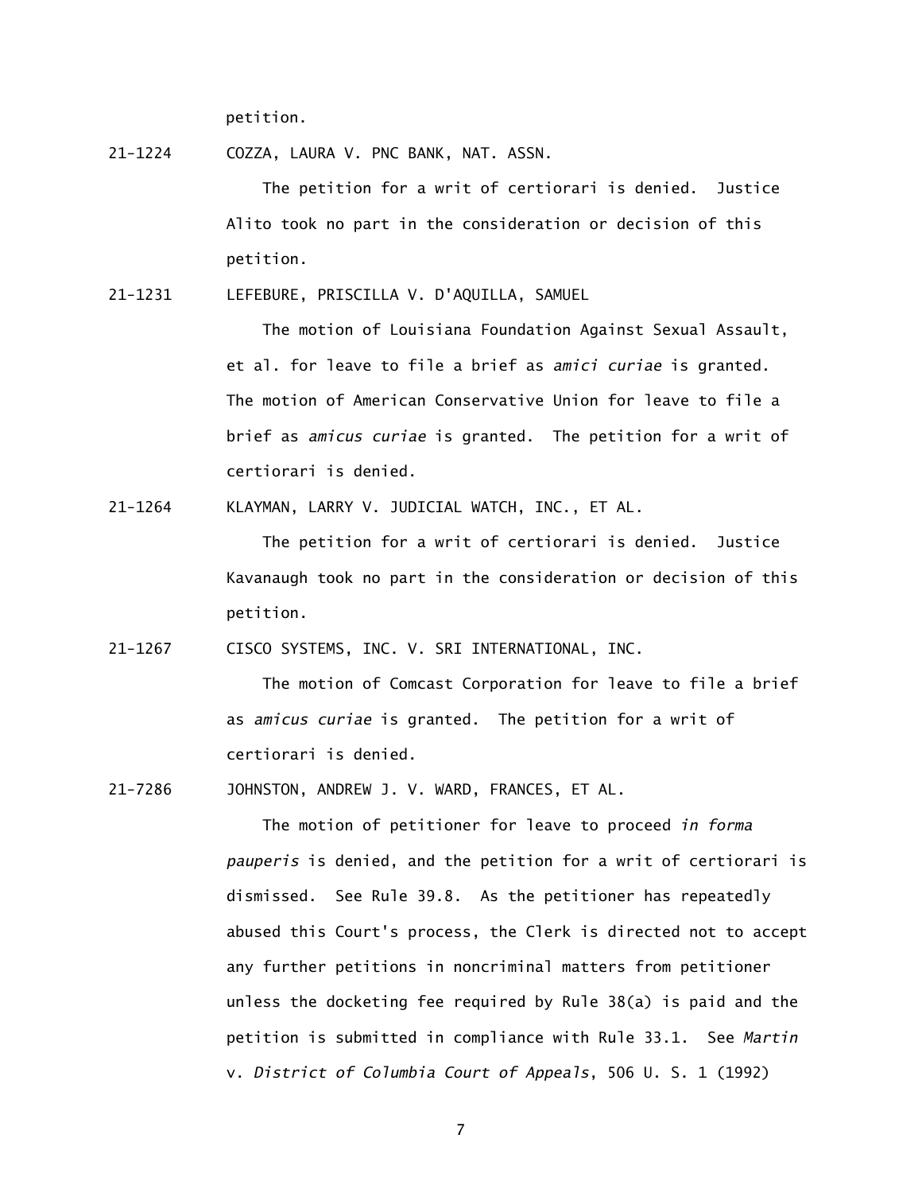petition.

21-1224 COZZA, LAURA V. PNC BANK, NAT. ASSN.

The petition for a writ of certiorari is denied. Justice Alito took no part in the consideration or decision of this petition.

21-1231 LEFEBURE, PRISCILLA V. D'AQUILLA, SAMUEL

The motion of Louisiana Foundation Against Sexual Assault, et al. for leave to file a brief as *amici curiae* is granted. The motion of American Conservative Union for leave to file a brief as *amicus curiae* is granted. The petition for a writ of certiorari is denied.

21-1264 KLAYMAN, LARRY V. JUDICIAL WATCH, INC., ET AL.

The petition for a writ of certiorari is denied. Justice Kavanaugh took no part in the consideration or decision of this petition.

21-1267 CISCO SYSTEMS, INC. V. SRI INTERNATIONAL, INC.

The motion of Comcast Corporation for leave to file a brief as *amicus curiae* is granted. The petition for a writ of certiorari is denied.

21-7286 JOHNSTON, ANDREW J. V. WARD, FRANCES, ET AL.

The motion of petitioner for leave to proceed *in forma pauperis* is denied, and the petition for a writ of certiorari is dismissed. See Rule 39.8. As the petitioner has repeatedly abused this Court's process, the Clerk is directed not to accept any further petitions in noncriminal matters from petitioner unless the docketing fee required by Rule 38(a) is paid and the petition is submitted in compliance with Rule 33.1. See *Martin* v. *District of Columbia Court of Appeals*, 506 U. S. 1 (1992)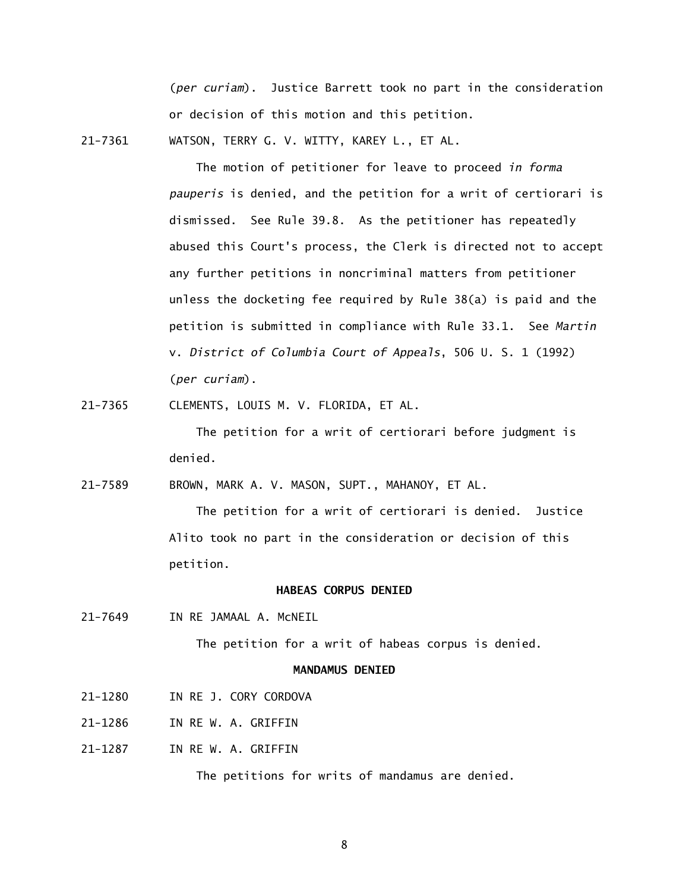(*per curiam*). Justice Barrett took no part in the consideration or decision of this motion and this petition.

21-7361 WATSON, TERRY G. V. WITTY, KAREY L., ET AL.

The motion of petitioner for leave to proceed *in forma pauperis* is denied, and the petition for a writ of certiorari is dismissed. See Rule 39.8. As the petitioner has repeatedly abused this Court's process, the Clerk is directed not to accept any further petitions in noncriminal matters from petitioner unless the docketing fee required by Rule 38(a) is paid and the petition is submitted in compliance with Rule 33.1. See *Martin* v. *District of Columbia Court of Appeals*, 506 U. S. 1 (1992) (*per curiam*).

21-7365 CLEMENTS, LOUIS M. V. FLORIDA, ET AL.

The petition for a writ of certiorari before judgment is denied.

21-7589 BROWN, MARK A. V. MASON, SUPT., MAHANOY, ET AL.

The petition for a writ of certiorari is denied. Justice Alito took no part in the consideration or decision of this petition.

**HABEAS CORPUS DENIED**

21-7649 IN RE JAMAAL A. McNEIL

The petition for a writ of habeas corpus is denied.

**MANDAMUS DENIED**

21-1280 IN RE J. CORY CORDOVA

21-1286 IN RE W. A. GRIFFIN

21-1287 IN RE W. A. GRIFFIN

The petitions for writs of mandamus are denied.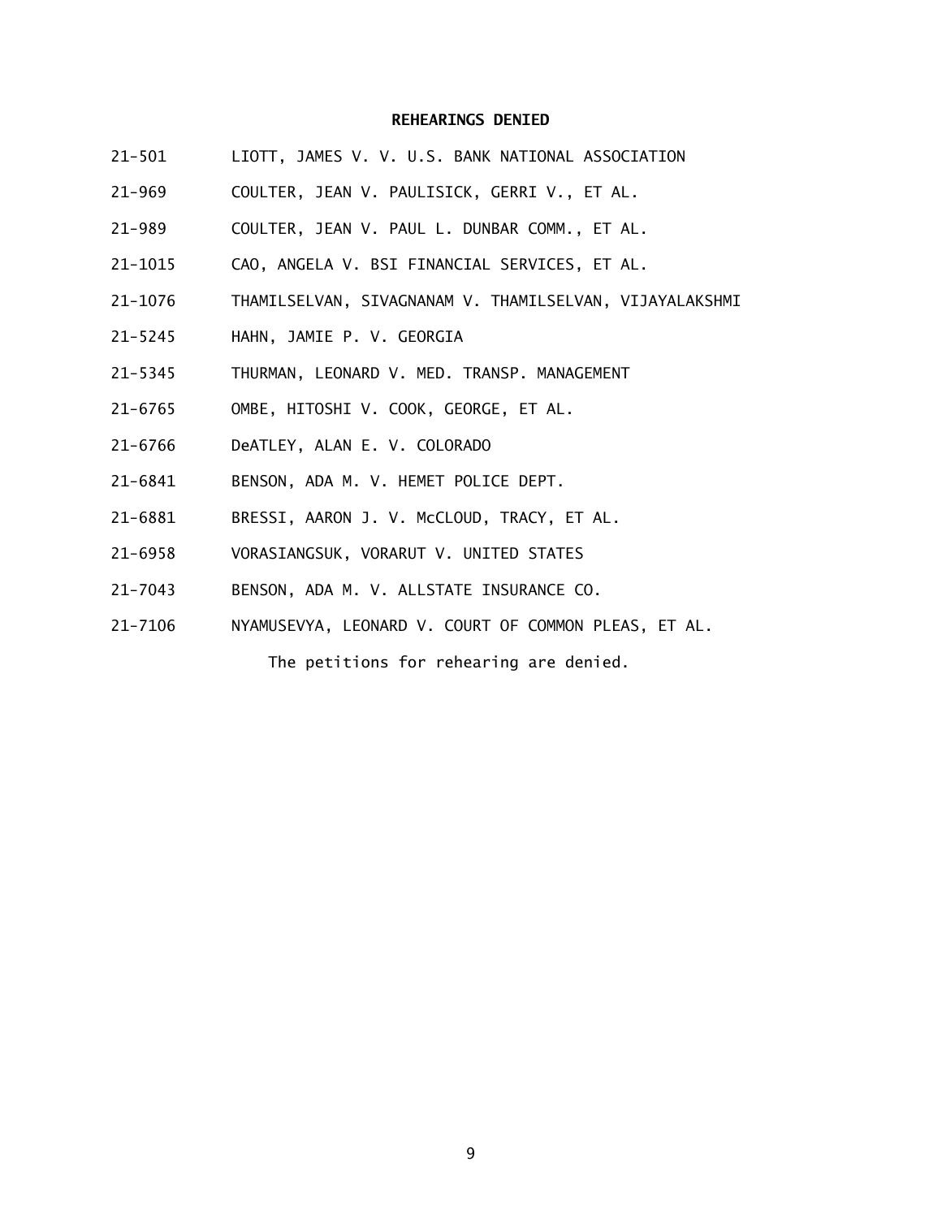**REHEARINGS DENIED**

21-501 LIOTT, JAMES V. V. U.S. BANK NATIONAL ASSOCIATION

21-969 COULTER, JEAN V. PAULISICK, GERRI V., ET AL.

21-989 COULTER, JEAN V. PAUL L. DUNBAR COMM., ET AL.

21-1015 CAO, ANGELA V. BSI FINANCIAL SERVICES, ET AL.

21-1076 THAMILSELVAN, SIVAGNANAM V. THAMILSELVAN, VIJAYALAKSHMI

21-5245 HAHN, JAMIE P. V. GEORGIA

21-5345 THURMAN, LEONARD V. MED. TRANSP. MANAGEMENT

21-6765 OMBE, HITOSHI V. COOK, GEORGE, ET AL.

21-6766 DeATLEY, ALAN E. V. COLORADO

21-6841 BENSON, ADA M. V. HEMET POLICE DEPT.

21-6881 BRESSI, AARON J. V. McCLOUD, TRACY, ET AL.

21-6958 VORASIANGSUK, VORARUT V. UNITED STATES

21-7043 BENSON, ADA M. V. ALLSTATE INSURANCE CO.

21-7106 NYAMUSEVYA, LEONARD V. COURT OF COMMON PLEAS, ET AL.

The petitions for rehearing are denied.